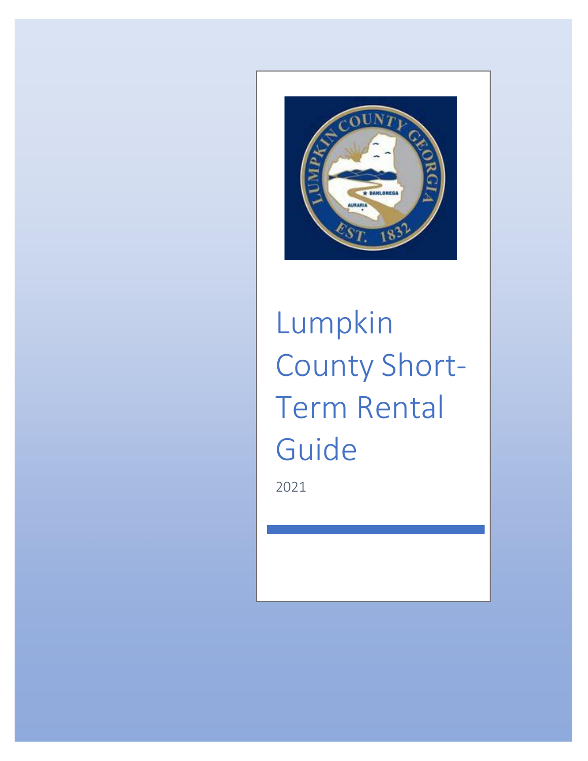# Lumpkin County Short-Term Rental Guide

2021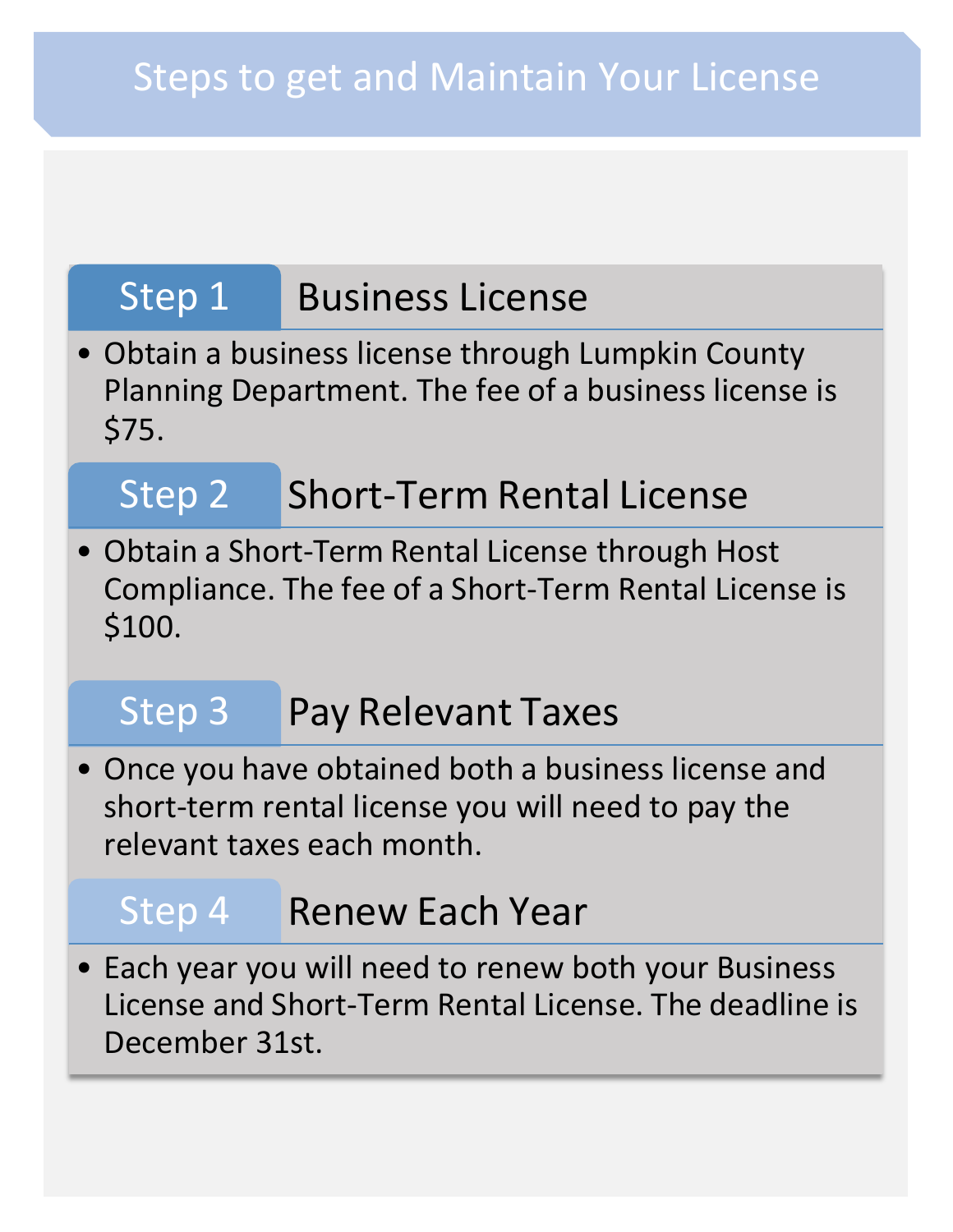# Steps to get and Maintain Your License

## Step 1 Business License

- Obtain a business license through Lumpkin County Planning Department. The fee of a business license is $75.

## Step 2 Short-Term Rental License

- Obtain a Short-Term Rental License through Host Compliance. The fee of a Short-Term Rental License is $100.

## Step 3 Pay Relevant Taxes

- Once you have obtained both a business license and short-term rental license you will need to pay the relevant taxes each month.

## Step 4 Renew Each Year

- Each year you will need to renew both your Business License and Short-Term Rental License. The deadline is December 31st.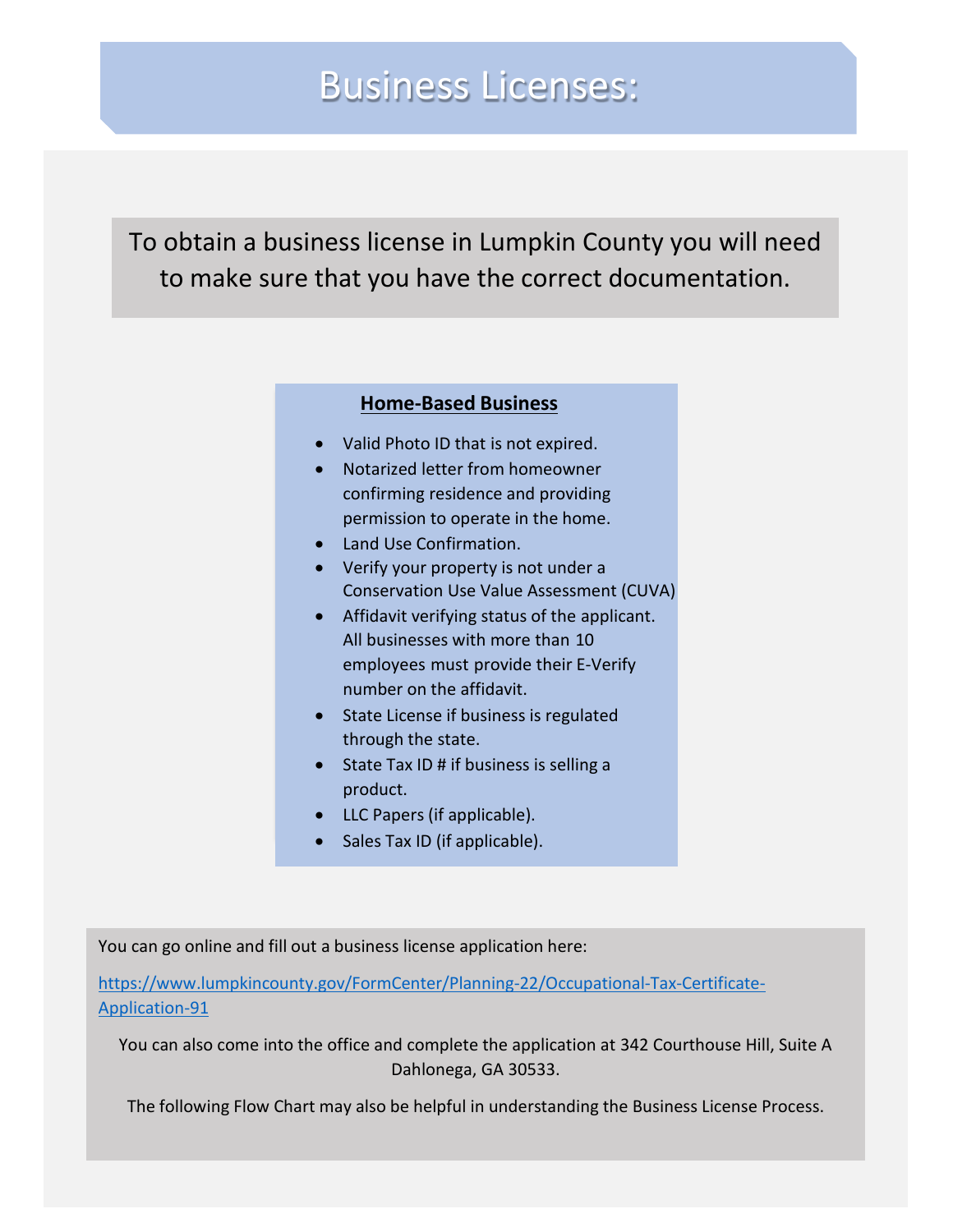# Business Licenses:

To obtain a business license in Lumpkin County you will need to make sure that you have the correct documentation.

**Home-Based Business**

- Valid Photo ID that is not expired.
- Notarized letter from homeowner confirming residence and providing permission to operate in the home.
- Land Use Confirmation.
- Verify your property is not under a Conservation Use Value Assessment (CUVA)
- Affidavit verifying status of the applicant. All businesses with more than 10 employees must provide their E-Verify number on the affidavit.
- State License if business is regulated through the state.
- State Tax ID # if business is selling a product.
- LLC Papers (if applicable).
- Sales Tax ID (if applicable).

You can go online and fill out a business license application here:

https://www.lumpkincounty.gov/FormCenter/Planning-22/Occupational-Tax-Certificate-Application-91

You can also come into the office and complete the application at 342 Courthouse Hill, Suite A Dahlonega, GA 30533.

The following Flow Chart may also be helpful in understanding the Business License Process.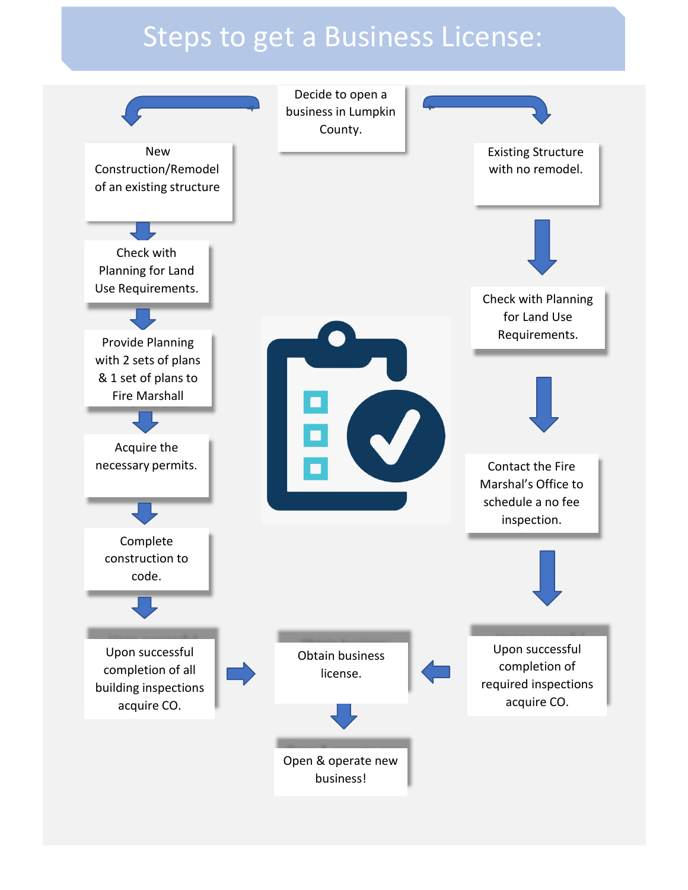# Steps to get a Business License:

Decide to open a business in Lumpkin County.

**New Construction/Remodel of an existing structure**

1. Check with Planning for Land Use Requirements.
2. Provide Planning with 2 sets of plans & 1 set of plans to Fire Marshall
3. Acquire the necessary permits.
4. Complete construction to code.
5. Upon successful completion of all building inspections acquire CO.

**Existing Structure with no remodel.**

1. Check with Planning for Land Use Requirements.
2. Contact the Fire Marshal's Office to schedule a no fee inspection.
3. Upon successful completion of required inspections acquire CO.

Obtain business license.

Open & operate new business!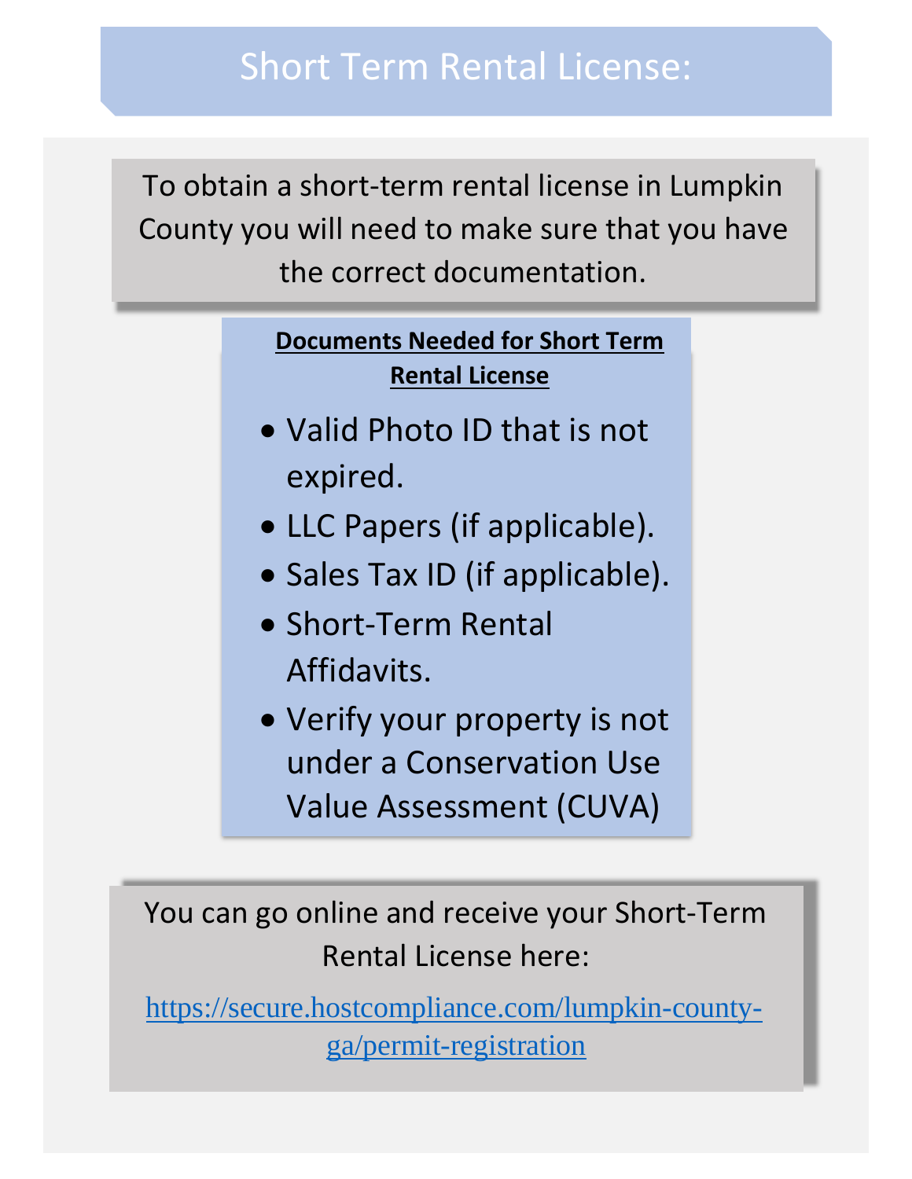# Short Term Rental License:

To obtain a short-term rental license in Lumpkin County you will need to make sure that you have the correct documentation.

**Documents Needed for Short Term Rental License**

- Valid Photo ID that is not expired.
- LLC Papers (if applicable).
- Sales Tax ID (if applicable).
- Short-Term Rental Affidavits.
- Verify your property is not under a Conservation Use Value Assessment (CUVA)

You can go online and receive your Short-Term Rental License here:

https://secure.hostcompliance.com/lumpkin-county-ga/permit-registration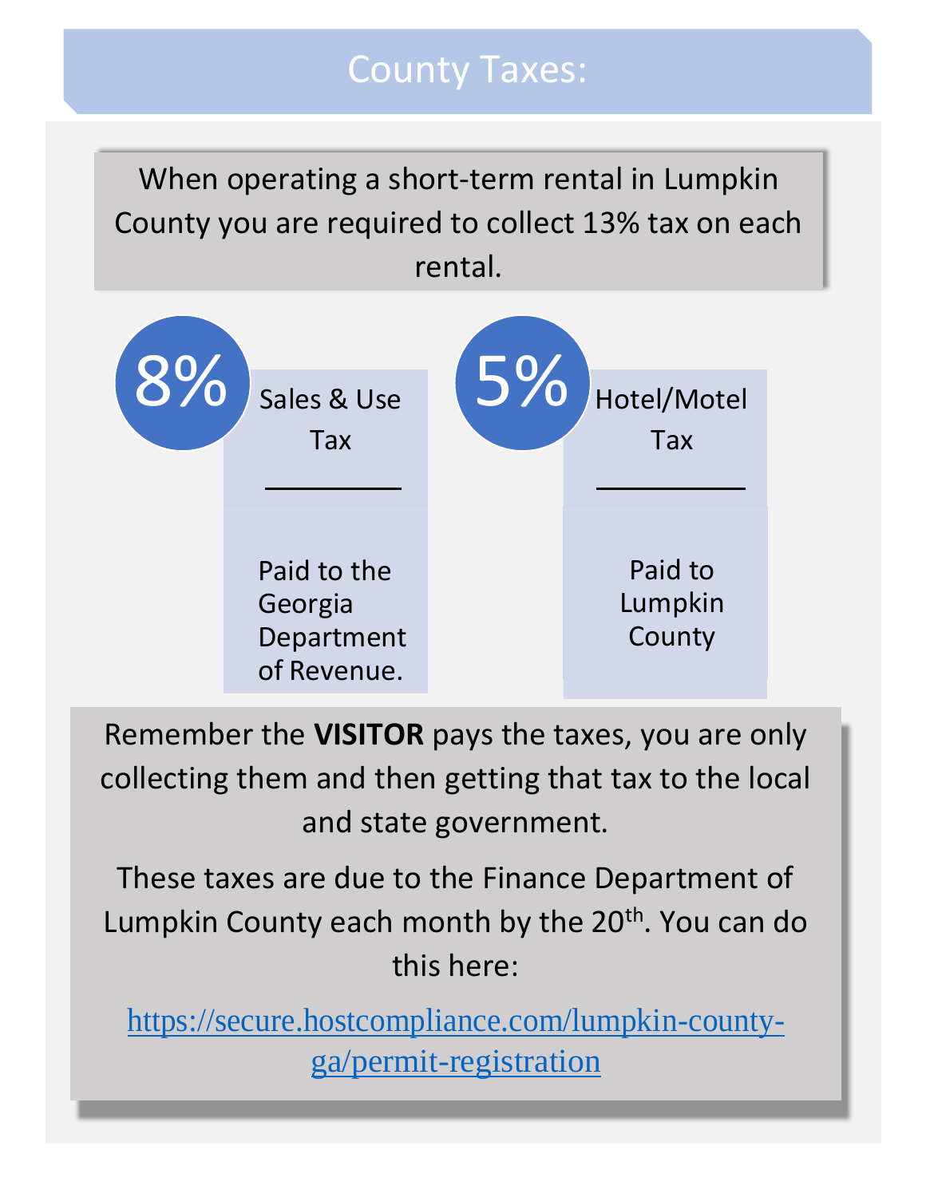# County Taxes:

When operating a short-term rental in Lumpkin County you are required to collect 13% tax on each rental.

**8%** Sales & Use Tax

Paid to the Georgia Department of Revenue.

**5%** Hotel/Motel Tax

Paid to Lumpkin County

Remember the **VISITOR** pays the taxes, you are only collecting them and then getting that tax to the local and state government.

These taxes are due to the Finance Department of Lumpkin County each month by the 20th. You can do this here:

[https://secure.hostcompliance.com/lumpkin-county-ga/permit-registration](https://secure.hostcompliance.com/lumpkin-county-ga/permit-registration)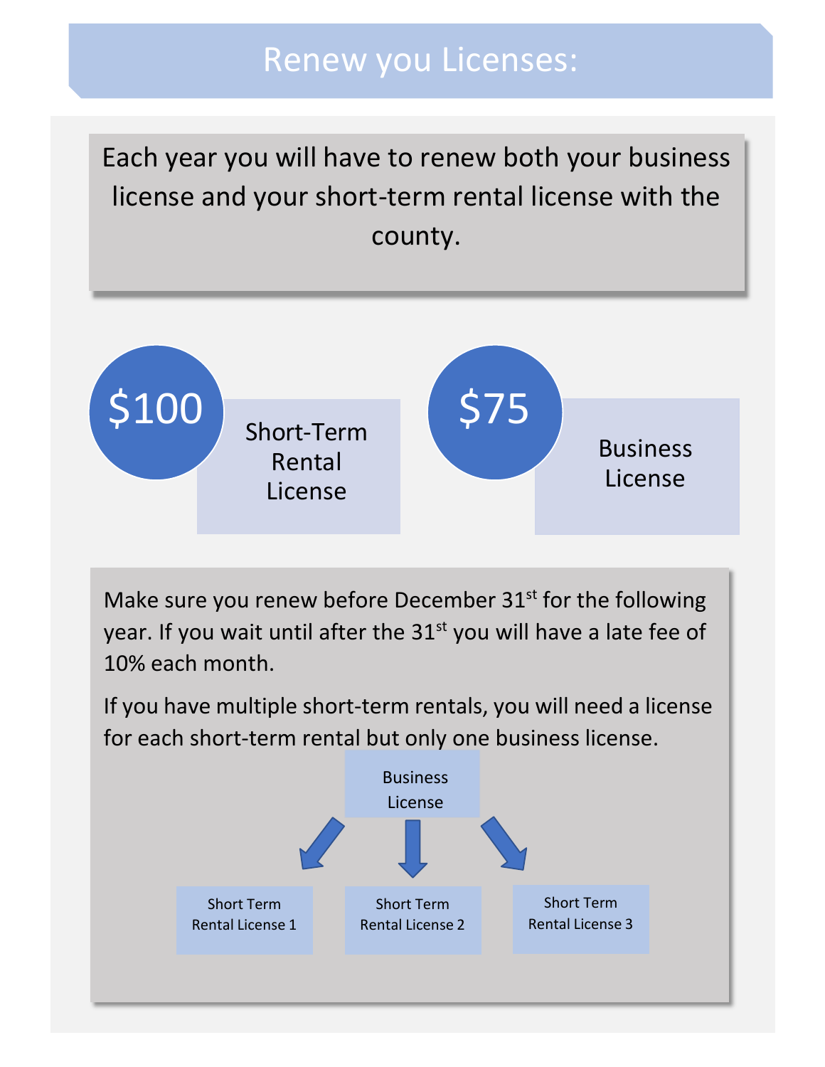# Renew you Licenses:

Each year you will have to renew both your business license and your short-term rental license with the county.

**$100** Short-Term Rental License

**$75** Business License

Make sure you renew before December 31st for the following year. If you wait until after the 31st you will have a late fee of 10% each month.

If you have multiple short-term rentals, you will need a license for each short-term rental but only one business license.

Business License

- Short Term Rental License 1
- Short Term Rental License 2
- Short Term Rental License 3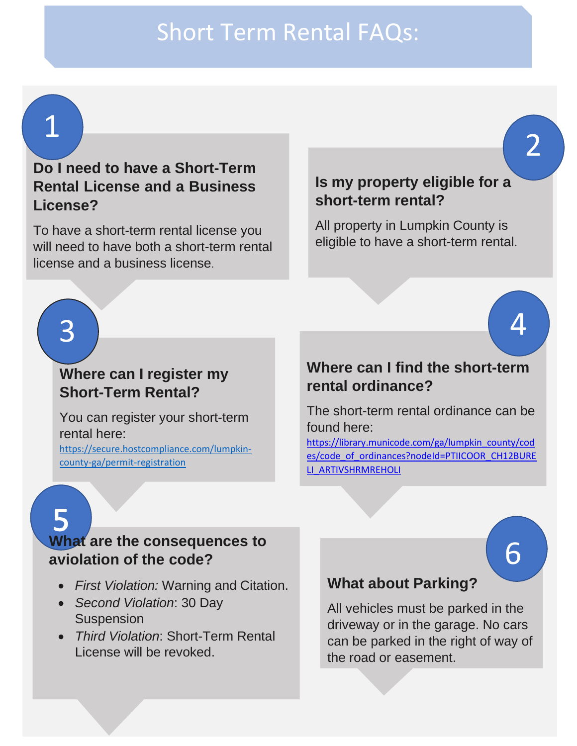# Short Term Rental FAQs:

## 1

### Do I need to have a Short-Term Rental License and a Business License?

To have a short-term rental license you will need to have both a short-term rental license and a business license.

## 2

### Is my property eligible for a short-term rental?

All property in Lumpkin County is eligible to have a short-term rental.

## 3

### Where can I register my Short-Term Rental?

You can register your short-term rental here: https://secure.hostcompliance.com/lumpkin-county-ga/permit-registration

## 4

### Where can I find the short-term rental ordinance?

The short-term rental ordinance can be found here: https://library.municode.com/ga/lumpkin_county/codes/code_of_ordinances?nodeId=PTIICOOR_CH12BURELI_ARTIVSHRMREHOLI

## 5

### What are the consequences to aviolation of the code?

- *First Violation:* Warning and Citation.
- *Second Violation*: 30 Day Suspension
- *Third Violation*: Short-Term Rental License will be revoked.

## 6

### What about Parking?

All vehicles must be parked in the driveway or in the garage. No cars can be parked in the right of way of the road or easement.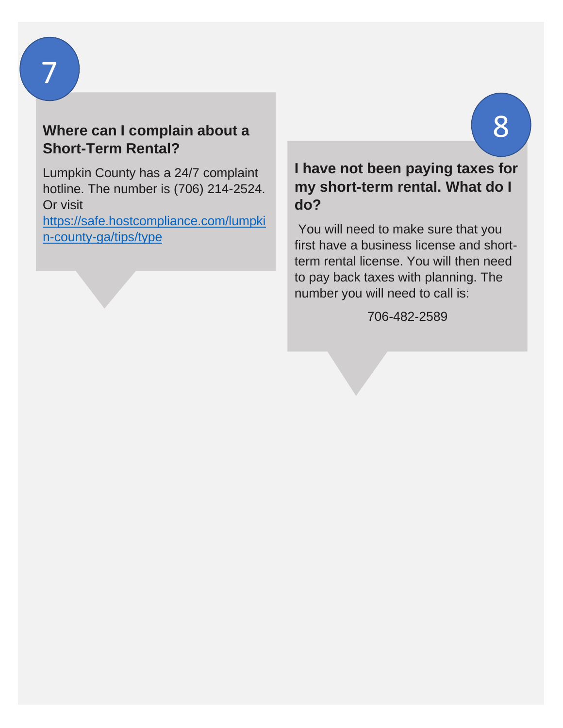7

**Where can I complain about a Short-Term Rental?**

Lumpkin County has a 24/7 complaint hotline. The number is (706) 214-2524. Or visit [https://safe.hostcompliance.com/lumpkin-county-ga/tips/type](https://safe.hostcompliance.com/lumpkin-county-ga/tips/type)

8

**I have not been paying taxes for my short-term rental. What do I do?**

You will need to make sure that you first have a business license and short-term rental license. You will then need to pay back taxes with planning. The number you will need to call is:

706-482-2589